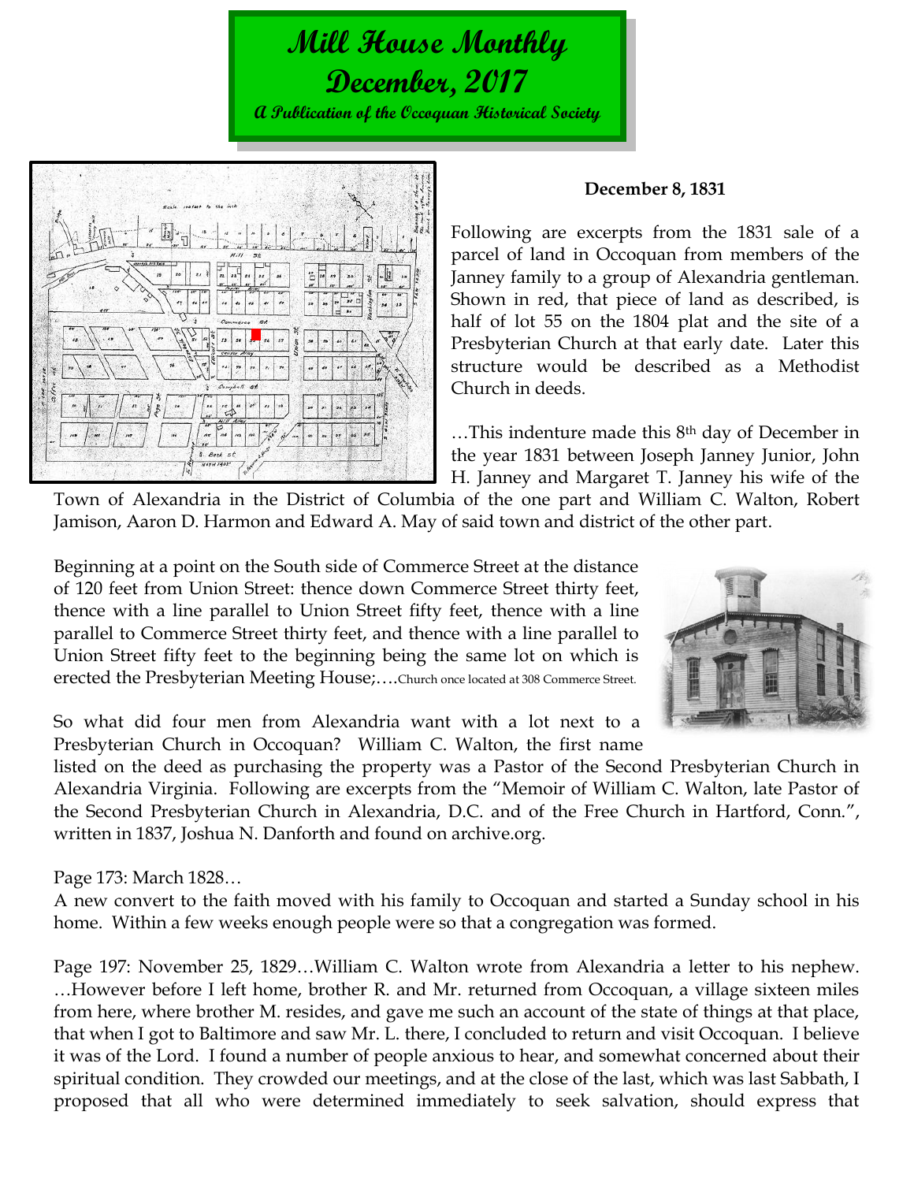# Mill House Monthly
# December, 2017
### A Publication of the Occoquan Historical Society

**December 8, 1831**

Following are excerpts from the 1831 sale of a parcel of land in Occoquan from members of the Janney family to a group of Alexandria gentleman. Shown in red, that piece of land as described, is half of lot 55 on the 1804 plat and the site of a Presbyterian Church at that early date. Later this structure would be described as a Methodist Church in deeds.

…This indenture made this 8th day of December in the year 1831 between Joseph Janney Junior, John H. Janney and Margaret T. Janney his wife of the Town of Alexandria in the District of Columbia of the one part and William C. Walton, Robert Jamison, Aaron D. Harmon and Edward A. May of said town and district of the other part.

Beginning at a point on the South side of Commerce Street at the distance of 120 feet from Union Street: thence down Commerce Street thirty feet, thence with a line parallel to Union Street fifty feet, thence with a line parallel to Commerce Street thirty feet, and thence with a line parallel to Union Street fifty feet to the beginning being the same lot on which is erected the Presbyterian Meeting House;….

Church once located at 308 Commerce Street.

So what did four men from Alexandria want with a lot next to a Presbyterian Church in Occoquan? William C. Walton, the first name listed on the deed as purchasing the property was a Pastor of the Second Presbyterian Church in Alexandria Virginia. Following are excerpts from the "Memoir of William C. Walton, late Pastor of the Second Presbyterian Church in Alexandria, D.C. and of the Free Church in Hartford, Conn.", written in 1837, Joshua N. Danforth and found on archive.org.

Page 173: March 1828…
A new convert to the faith moved with his family to Occoquan and started a Sunday school in his home. Within a few weeks enough people were so that a congregation was formed.

Page 197: November 25, 1829…William C. Walton wrote from Alexandria a letter to his nephew. …However before I left home, brother R. and Mr. returned from Occoquan, a village sixteen miles from here, where brother M. resides, and gave me such an account of the state of things at that place, that when I got to Baltimore and saw Mr. L. there, I concluded to return and visit Occoquan. I believe it was of the Lord. I found a number of people anxious to hear, and somewhat concerned about their spiritual condition. They crowded our meetings, and at the close of the last, which was last Sabbath, I proposed that all who were determined immediately to seek salvation, should express that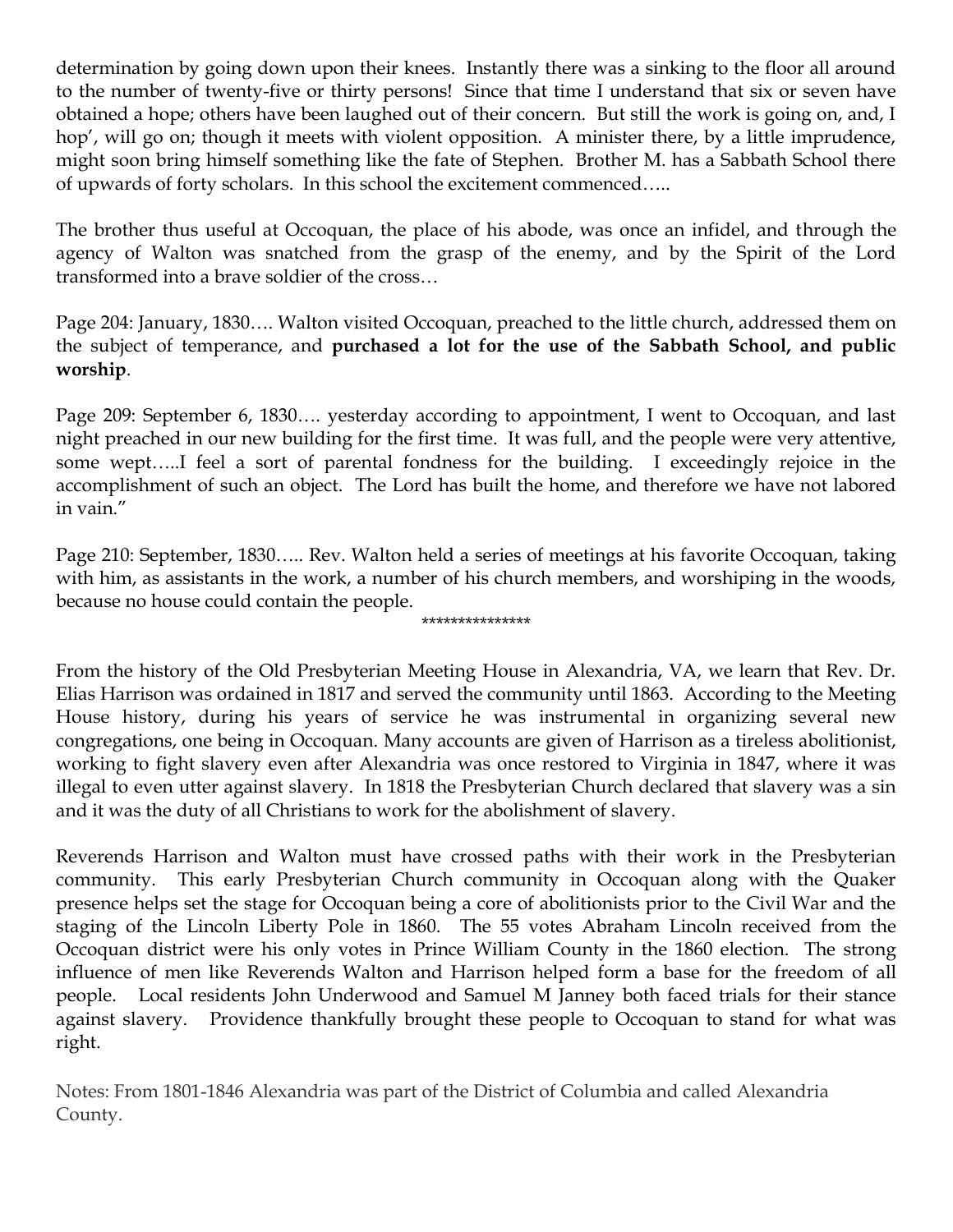determination by going down upon their knees. Instantly there was a sinking to the floor all around to the number of twenty-five or thirty persons! Since that time I understand that six or seven have obtained a hope; others have been laughed out of their concern. But still the work is going on, and, I hop', will go on; though it meets with violent opposition. A minister there, by a little imprudence, might soon bring himself something like the fate of Stephen. Brother M. has a Sabbath School there of upwards of forty scholars. In this school the excitement commenced…..

The brother thus useful at Occoquan, the place of his abode, was once an infidel, and through the agency of Walton was snatched from the grasp of the enemy, and by the Spirit of the Lord transformed into a brave soldier of the cross…

Page 204: January, 1830…. Walton visited Occoquan, preached to the little church, addressed them on the subject of temperance, and **purchased a lot for the use of the Sabbath School, and public worship**.

Page 209: September 6, 1830…. yesterday according to appointment, I went to Occoquan, and last night preached in our new building for the first time. It was full, and the people were very attentive, some wept…..I feel a sort of parental fondness for the building. I exceedingly rejoice in the accomplishment of such an object. The Lord has built the home, and therefore we have not labored in vain."

Page 210: September, 1830….. Rev. Walton held a series of meetings at his favorite Occoquan, taking with him, as assistants in the work, a number of his church members, and worshiping in the woods, because no house could contain the people.

***************

From the history of the Old Presbyterian Meeting House in Alexandria, VA, we learn that Rev. Dr. Elias Harrison was ordained in 1817 and served the community until 1863. According to the Meeting House history, during his years of service he was instrumental in organizing several new congregations, one being in Occoquan. Many accounts are given of Harrison as a tireless abolitionist, working to fight slavery even after Alexandria was once restored to Virginia in 1847, where it was illegal to even utter against slavery. In 1818 the Presbyterian Church declared that slavery was a sin and it was the duty of all Christians to work for the abolishment of slavery.

Reverends Harrison and Walton must have crossed paths with their work in the Presbyterian community. This early Presbyterian Church community in Occoquan along with the Quaker presence helps set the stage for Occoquan being a core of abolitionists prior to the Civil War and the staging of the Lincoln Liberty Pole in 1860. The 55 votes Abraham Lincoln received from the Occoquan district were his only votes in Prince William County in the 1860 election. The strong influence of men like Reverends Walton and Harrison helped form a base for the freedom of all people. Local residents John Underwood and Samuel M Janney both faced trials for their stance against slavery. Providence thankfully brought these people to Occoquan to stand for what was right.

Notes: From 1801-1846 Alexandria was part of the District of Columbia and called Alexandria County.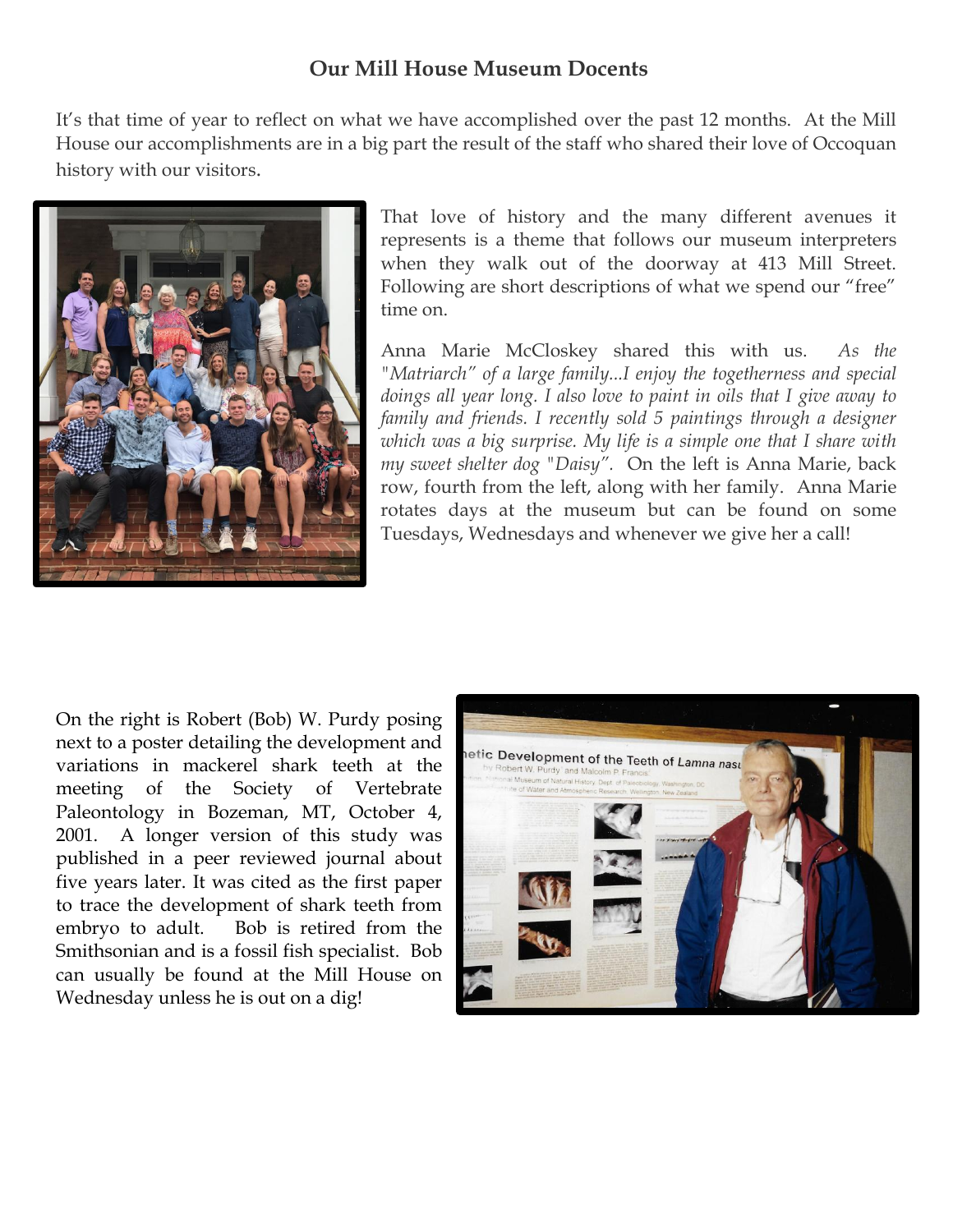## Our Mill House Museum Docents

It's that time of year to reflect on what we have accomplished over the past 12 months. At the Mill House our accomplishments are in a big part the result of the staff who shared their love of Occoquan history with our visitors.

That love of history and the many different avenues it represents is a theme that follows our museum interpreters when they walk out of the doorway at 413 Mill Street. Following are short descriptions of what we spend our "free" time on.

Anna Marie McCloskey shared this with us. *As the "Matriarch" of a large family...I enjoy the togetherness and special doings all year long. I also love to paint in oils that I give away to family and friends. I recently sold 5 paintings through a designer which was a big surprise. My life is a simple one that I share with my sweet shelter dog "Daisy".* On the left is Anna Marie, back row, fourth from the left, along with her family. Anna Marie rotates days at the museum but can be found on some Tuesdays, Wednesdays and whenever we give her a call!

On the right is Robert (Bob) W. Purdy posing next to a poster detailing the development and variations in mackerel shark teeth at the meeting of the Society of Vertebrate Paleontology in Bozeman, MT, October 4, 2001. A longer version of this study was published in a peer reviewed journal about five years later. It was cited as the first paper to trace the development of shark teeth from embryo to adult. Bob is retired from the Smithsonian and is a fossil fish specialist. Bob can usually be found at the Mill House on Wednesday unless he is out on a dig!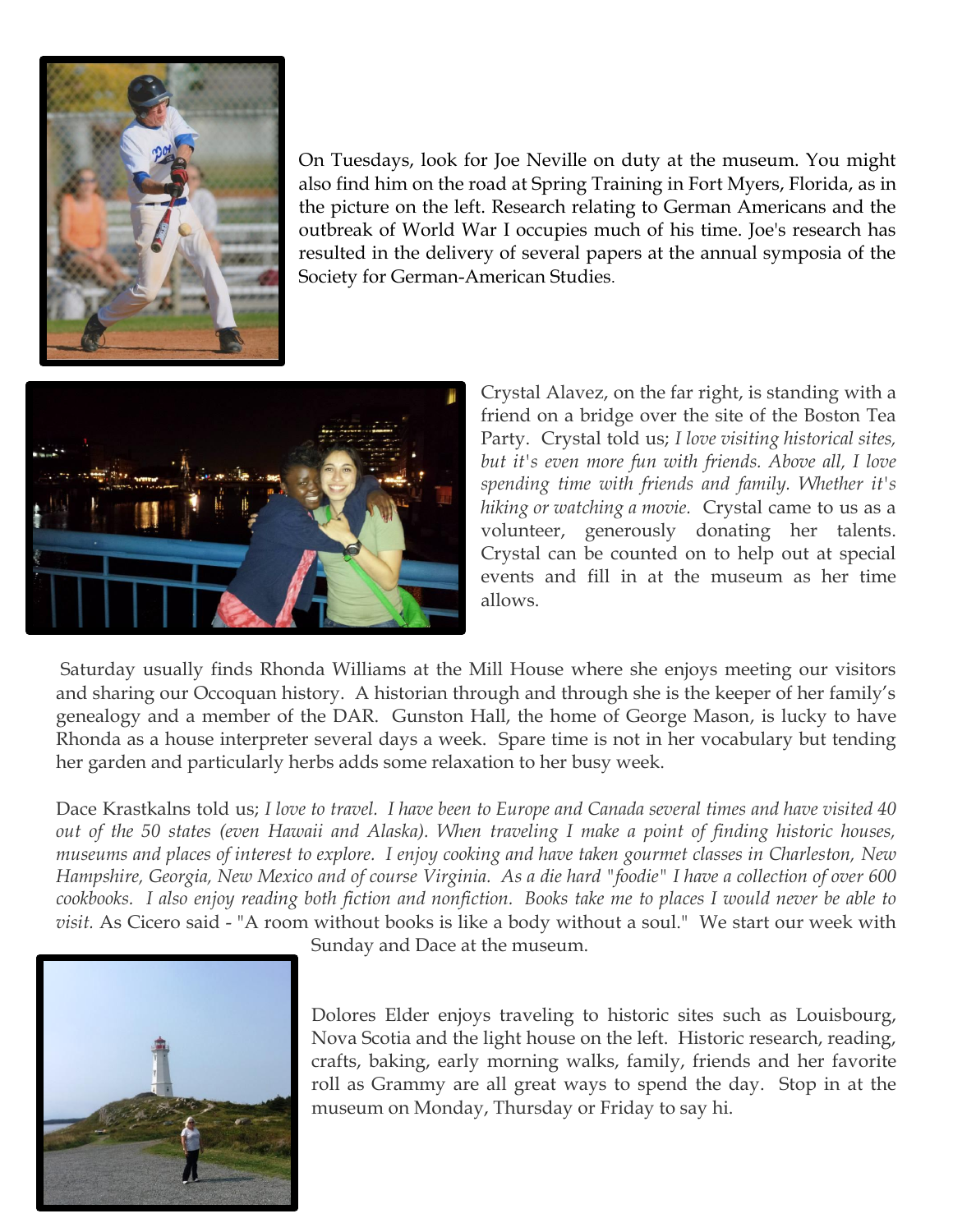On Tuesdays, look for Joe Neville on duty at the museum. You might also find him on the road at Spring Training in Fort Myers, Florida, as in the picture on the left. Research relating to German Americans and the outbreak of World War I occupies much of his time. Joe's research has resulted in the delivery of several papers at the annual symposia of the Society for German-American Studies.

Crystal Alavez, on the far right, is standing with a friend on a bridge over the site of the Boston Tea Party. Crystal told us; *I love visiting historical sites, but it's even more fun with friends. Above all, I love spending time with friends and family. Whether it's hiking or watching a movie.* Crystal came to us as a volunteer, generously donating her talents. Crystal can be counted on to help out at special events and fill in at the museum as her time allows.

Saturday usually finds Rhonda Williams at the Mill House where she enjoys meeting our visitors and sharing our Occoquan history. A historian through and through she is the keeper of her family's genealogy and a member of the DAR. Gunston Hall, the home of George Mason, is lucky to have Rhonda as a house interpreter several days a week. Spare time is not in her vocabulary but tending her garden and particularly herbs adds some relaxation to her busy week.

Dace Krastkalns told us; *I love to travel. I have been to Europe and Canada several times and have visited 40 out of the 50 states (even Hawaii and Alaska). When traveling I make a point of finding historic houses, museums and places of interest to explore. I enjoy cooking and have taken gourmet classes in Charleston, New Hampshire, Georgia, New Mexico and of course Virginia. As a die hard "foodie" I have a collection of over 600 cookbooks. I also enjoy reading both fiction and nonfiction. Books take me to places I would never be able to visit.* As Cicero said - "A room without books is like a body without a soul." We start our week with Sunday and Dace at the museum.

Dolores Elder enjoys traveling to historic sites such as Louisbourg, Nova Scotia and the light house on the left. Historic research, reading, crafts, baking, early morning walks, family, friends and her favorite roll as Grammy are all great ways to spend the day. Stop in at the museum on Monday, Thursday or Friday to say hi.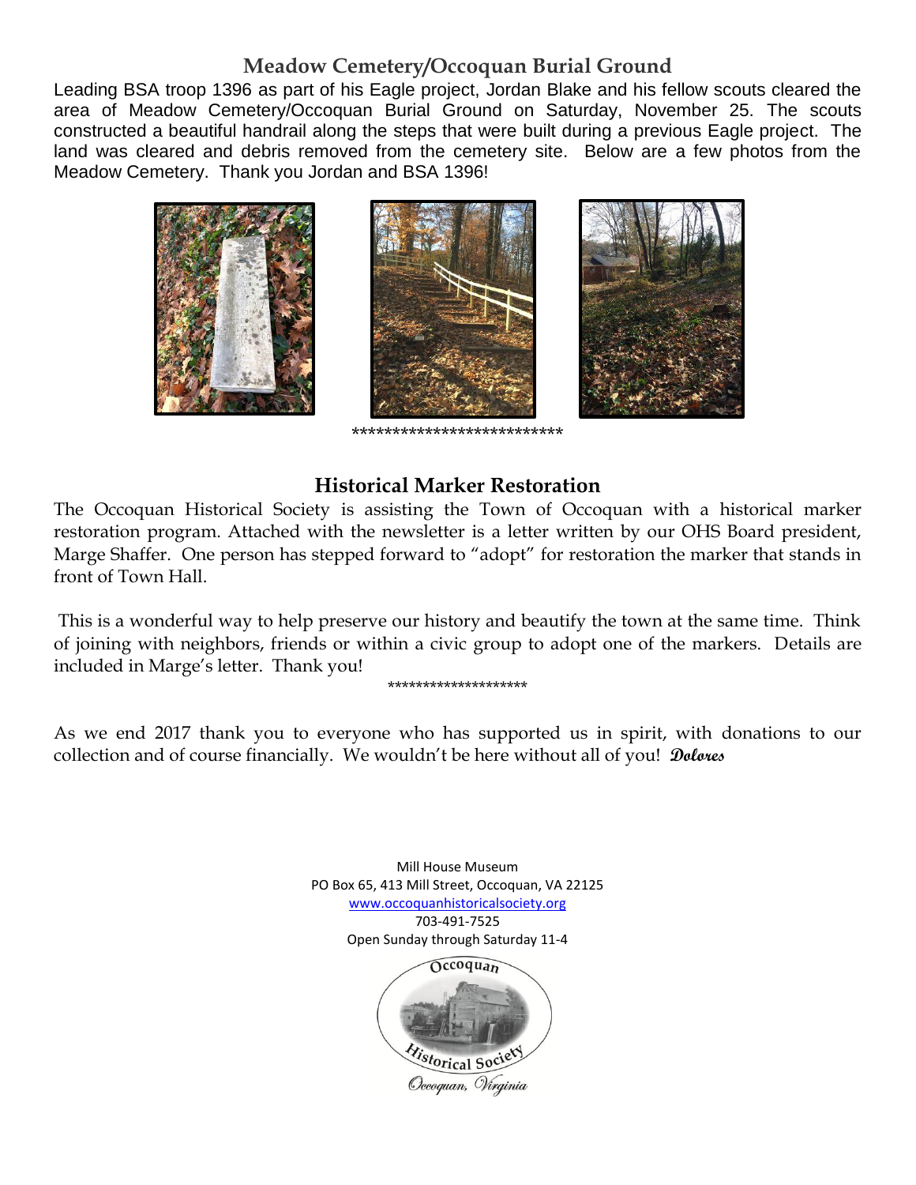## Meadow Cemetery/Occoquan Burial Ground

Leading BSA troop 1396 as part of his Eagle project, Jordan Blake and his fellow scouts cleared the area of Meadow Cemetery/Occoquan Burial Ground on Saturday, November 25. The scouts constructed a beautiful handrail along the steps that were built during a previous Eagle project. The land was cleared and debris removed from the cemetery site. Below are a few photos from the Meadow Cemetery. Thank you Jordan and BSA 1396!

**************************

## Historical Marker Restoration

The Occoquan Historical Society is assisting the Town of Occoquan with a historical marker restoration program. Attached with the newsletter is a letter written by our OHS Board president, Marge Shaffer. One person has stepped forward to "adopt" for restoration the marker that stands in front of Town Hall.

This is a wonderful way to help preserve our history and beautify the town at the same time. Think of joining with neighbors, friends or within a civic group to adopt one of the markers. Details are included in Marge's letter. Thank you!

********************

As we end 2017 thank you to everyone who has supported us in spirit, with donations to our collection and of course financially. We wouldn't be here without all of you! ***Dolores***

Mill House Museum
PO Box 65, 413 Mill Street, Occoquan, VA 22125
www.occoquanhistoricalsociety.org
703-491-7525
Open Sunday through Saturday 11-4

Occoquan Historical Society
Occoquan, Virginia